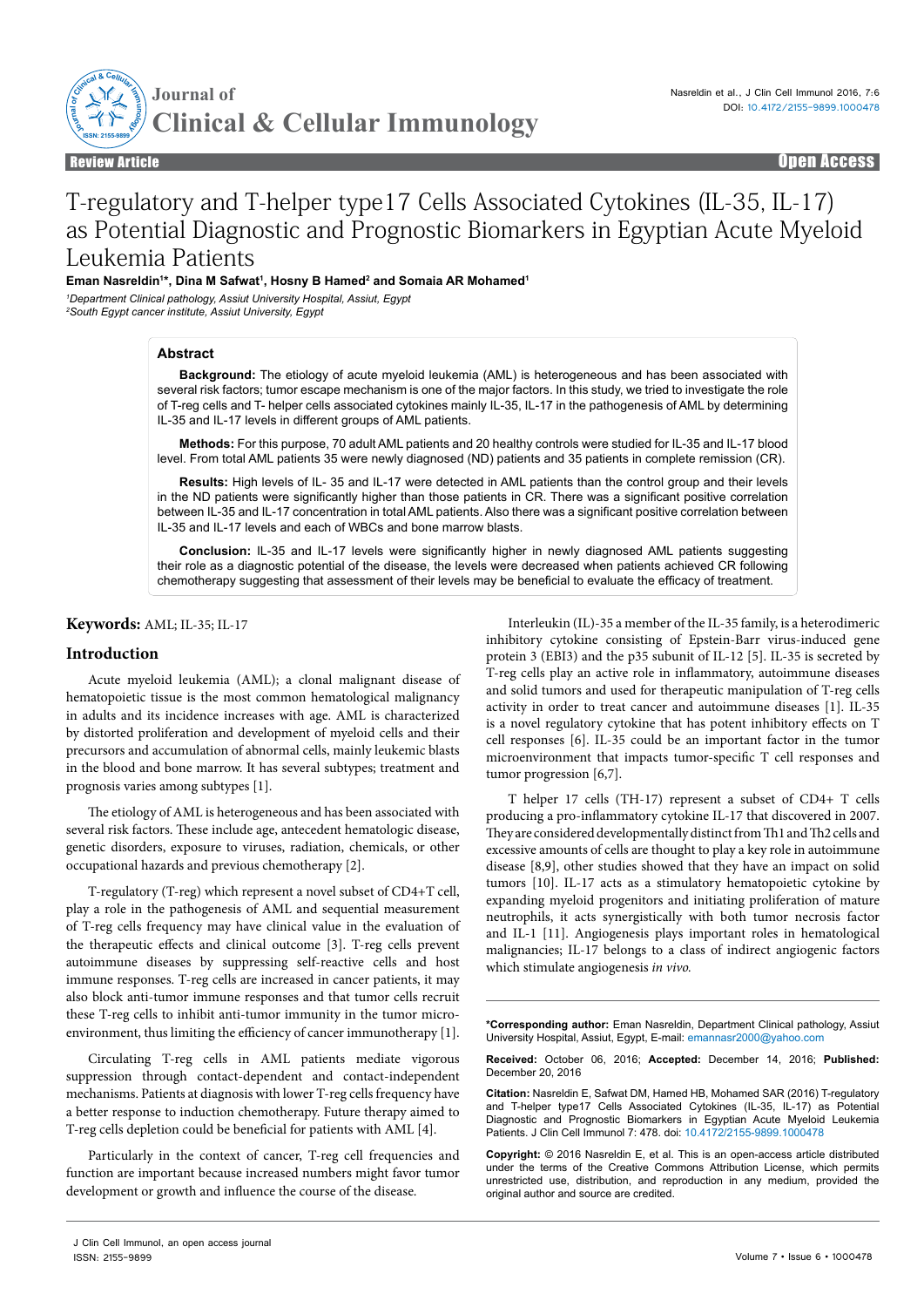Review Article

Open Access

# T-regulatory and T-helper type17 Cells Associated Cytokines (IL-35, IL-17) as Potential Diagnostic and Prognostic Biomarkers in Egyptian Acute Myeloid Leukemia Patients

**Eman Nasreldin[1]*, Dina M Safwat[1], Hosny B Hamed[2] and Somaia AR Mohamed[1]**

[1]*Department Clinical pathology, Assiut University Hospital, Assiut, Egypt*
[2]*South Egypt cancer institute, Assiut University, Egypt*

## Abstract

**Background:** The etiology of acute myeloid leukemia (AML) is heterogeneous and has been associated with several risk factors; tumor escape mechanism is one of the major factors. In this study, we tried to investigate the role of T-reg cells and T- helper cells associated cytokines mainly IL-35, IL-17 in the pathogenesis of AML by determining IL-35 and IL-17 levels in different groups of AML patients.

**Methods:** For this purpose, 70 adult AML patients and 20 healthy controls were studied for IL-35 and IL-17 blood level. From total AML patients 35 were newly diagnosed (ND) patients and 35 patients in complete remission (CR).

**Results:** High levels of IL- 35 and IL-17 were detected in AML patients than the control group and their levels in the ND patients were significantly higher than those patients in CR. There was a significant positive correlation between IL-35 and IL-17 concentration in total AML patients. Also there was a significant positive correlation between IL-35 and IL-17 levels and each of WBCs and bone marrow blasts.

**Conclusion:** IL-35 and IL-17 levels were significantly higher in newly diagnosed AML patients suggesting their role as a diagnostic potential of the disease, the levels were decreased when patients achieved CR following chemotherapy suggesting that assessment of their levels may be beneficial to evaluate the efficacy of treatment.

**Keywords:** AML; IL-35; IL-17

## Introduction

Acute myeloid leukemia (AML); a clonal malignant disease of hematopoietic tissue is the most common hematological malignancy in adults and its incidence increases with age. AML is characterized by distorted proliferation and development of myeloid cells and their precursors and accumulation of abnormal cells, mainly leukemic blasts in the blood and bone marrow. It has several subtypes; treatment and prognosis varies among subtypes [1].

The etiology of AML is heterogeneous and has been associated with several risk factors. These include age, antecedent hematologic disease, genetic disorders, exposure to viruses, radiation, chemicals, or other occupational hazards and previous chemotherapy [2].

T-regulatory (T-reg) which represent a novel subset of CD4+T cell, play a role in the pathogenesis of AML and sequential measurement of T-reg cells frequency may have clinical value in the evaluation of the therapeutic effects and clinical outcome [3]. T-reg cells prevent autoimmune diseases by suppressing self-reactive cells and host immune responses. T-reg cells are increased in cancer patients, it may also block anti-tumor immune responses and that tumor cells recruit these T-reg cells to inhibit anti-tumor immunity in the tumor micro-environment, thus limiting the efficiency of cancer immunotherapy [1].

Circulating T-reg cells in AML patients mediate vigorous suppression through contact-dependent and contact-independent mechanisms. Patients at diagnosis with lower T-reg cells frequency have a better response to induction chemotherapy. Future therapy aimed to T-reg cells depletion could be beneficial for patients with AML [4].

Particularly in the context of cancer, T-reg cell frequencies and function are important because increased numbers might favor tumor development or growth and influence the course of the disease.

Interleukin (IL)-35 a member of the IL-35 family, is a heterodimeric inhibitory cytokine consisting of Epstein-Barr virus-induced gene protein 3 (EBI3) and the p35 subunit of IL-12 [5]. IL-35 is secreted by T-reg cells play an active role in inflammatory, autoimmune diseases and solid tumors and used for therapeutic manipulation of T-reg cells activity in order to treat cancer and autoimmune diseases [1]. IL-35 is a novel regulatory cytokine that has potent inhibitory effects on T cell responses [6]. IL-35 could be an important factor in the tumor microenvironment that impacts tumor-specific T cell responses and tumor progression [6,7].

T helper 17 cells (TH-17) represent a subset of CD4+ T cells producing a pro-inflammatory cytokine IL-17 that discovered in 2007. They are considered developmentally distinct from Th1 and Th2 cells and excessive amounts of cells are thought to play a key role in autoimmune disease [8,9], other studies showed that they have an impact on solid tumors [10]. IL-17 acts as a stimulatory hematopoietic cytokine by expanding myeloid progenitors and initiating proliferation of mature neutrophils, it acts synergistically with both tumor necrosis factor and IL-1 [11]. Angiogenesis plays important roles in hematological malignancies; IL-17 belongs to a class of indirect angiogenic factors which stimulate angiogenesis *in vivo.*

**\*Corresponding author:** Eman Nasreldin, Department Clinical pathology, Assiut University Hospital, Assiut, Egypt, E-mail: emannasr2000@yahoo.com

**Received:** October 06, 2016; **Accepted:** December 14, 2016; **Published:** December 20, 2016

**Citation:** Nasreldin E, Safwat DM, Hamed HB, Mohamed SAR (2016) T-regulatory and T-helper type17 Cells Associated Cytokines (IL-35, IL-17) as Potential Diagnostic and Prognostic Biomarkers in Egyptian Acute Myeloid Leukemia Patients. J Clin Cell Immunol 7: 478. doi: 10.4172/2155-9899.1000478

**Copyright:** © 2016 Nasreldin E, et al. This is an open-access article distributed under the terms of the Creative Commons Attribution License, which permits unrestricted use, distribution, and reproduction in any medium, provided the original author and source are credited.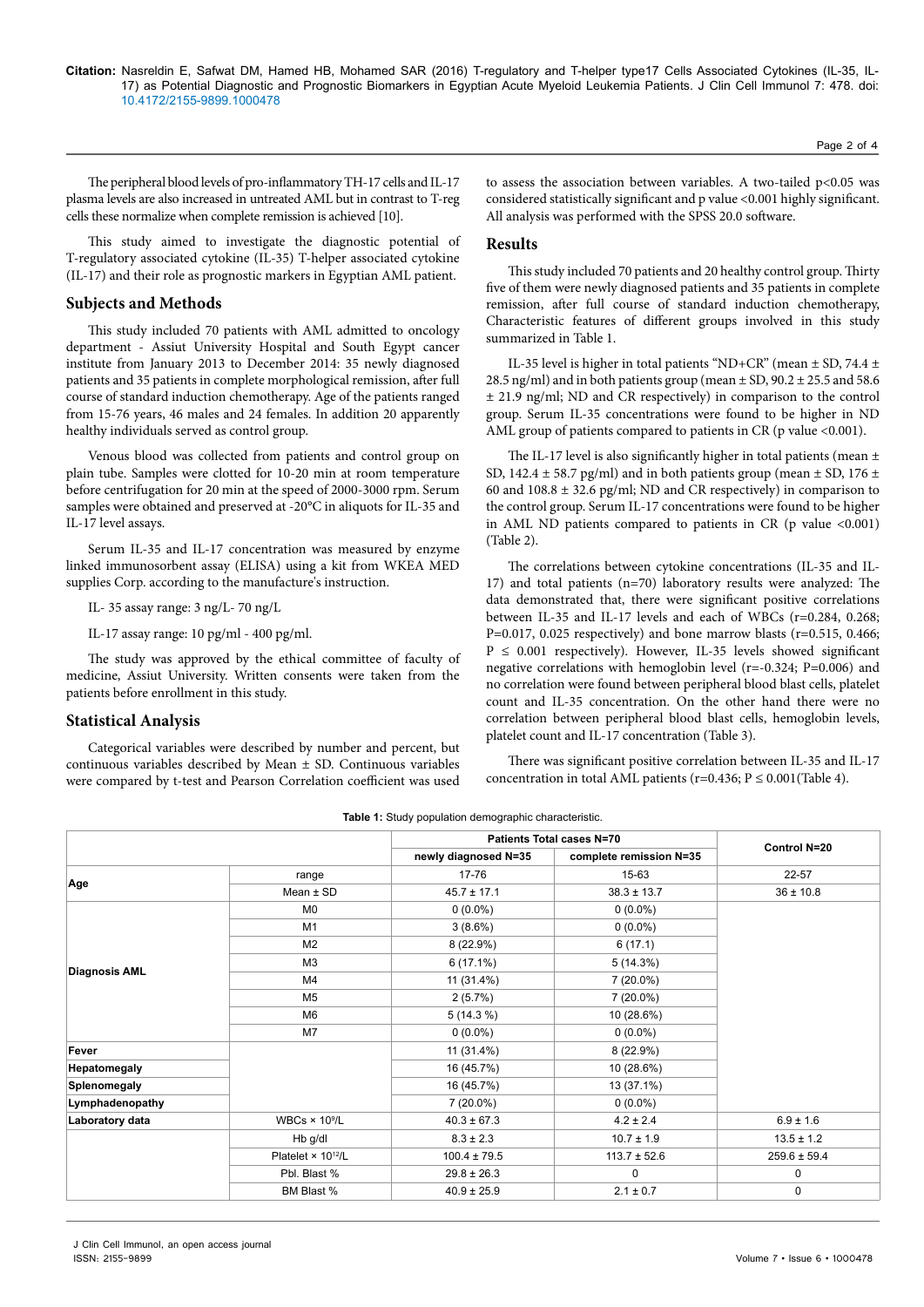The peripheral blood levels of pro-inflammatory TH-17 cells and IL-17 plasma levels are also increased in untreated AML but in contrast to T-reg cells these normalize when complete remission is achieved [10].

This study aimed to investigate the diagnostic potential of T-regulatory associated cytokine (IL-35) T-helper associated cytokine (IL-17) and their role as prognostic markers in Egyptian AML patient.

## Subjects and Methods

This study included 70 patients with AML admitted to oncology department - Assiut University Hospital and South Egypt cancer institute from January 2013 to December 2014: 35 newly diagnosed patients and 35 patients in complete morphological remission, after full course of standard induction chemotherapy. Age of the patients ranged from 15-76 years, 46 males and 24 females. In addition 20 apparently healthy individuals served as control group.

Venous blood was collected from patients and control group on plain tube. Samples were clotted for 10-20 min at room temperature before centrifugation for 20 min at the speed of 2000-3000 rpm. Serum samples were obtained and preserved at -20°C in aliquots for IL-35 and IL-17 level assays.

Serum IL-35 and IL-17 concentration was measured by enzyme linked immunosorbent assay (ELISA) using a kit from WKEA MED supplies Corp. according to the manufacture's instruction.

IL- 35 assay range: 3 ng/L- 70 ng/L

IL-17 assay range: 10 pg/ml - 400 pg/ml.

The study was approved by the ethical committee of faculty of medicine, Assiut University. Written consents were taken from the patients before enrollment in this study.

## Statistical Analysis

Categorical variables were described by number and percent, but continuous variables described by Mean ± SD. Continuous variables were compared by t-test and Pearson Correlation coefficient was used to assess the association between variables. A two-tailed $p<0.05$ was considered statistically significant and p value <0.001 highly significant. All analysis was performed with the SPSS 20.0 software.

## Results

This study included 70 patients and 20 healthy control group. Thirty five of them were newly diagnosed patients and 35 patients in complete remission, after full course of standard induction chemotherapy, Characteristic features of different groups involved in this study summarized in Table 1.

IL-35 level is higher in total patients "ND+CR" (mean ± SD, 74.4 ± 28.5 ng/ml) and in both patients group (mean ± SD, 90.2 ± 25.5 and 58.6 ± 21.9 ng/ml; ND and CR respectively) in comparison to the control group. Serum IL-35 concentrations were found to be higher in ND AML group of patients compared to patients in CR (p value <0.001).

The IL-17 level is also significantly higher in total patients (mean ± SD, 142.4 ± 58.7 pg/ml) and in both patients group (mean ± SD, 176 ± 60 and 108.8 ± 32.6 pg/ml; ND and CR respectively) in comparison to the control group. Serum IL-17 concentrations were found to be higher in AML ND patients compared to patients in CR (p value <0.001) (Table 2).

The correlations between cytokine concentrations (IL-35 and IL-17) and total patients (n=70) laboratory results were analyzed: The data demonstrated that, there were significant positive correlations between IL-35 and IL-17 levels and each of WBCs (r=0.284, 0.268; P=0.017, 0.025 respectively) and bone marrow blasts (r=0.515, 0.466; P ≤ 0.001 respectively). However, IL-35 levels showed significant negative correlations with hemoglobin level (r=-0.324; P=0.006) and no correlation were found between peripheral blood blast cells, platelet count and IL-35 concentration. On the other hand there were no correlation between peripheral blood blast cells, hemoglobin levels, platelet count and IL-17 concentration (Table 3).

There was significant positive correlation between IL-35 and IL-17 concentration in total AML patients (r=0.436; P ≤ 0.001(Table 4).

**Table 1:** Study population demographic characteristic.

| | | Patients Total cases N=70 | | Control N=20 |
|---|---|---|---|---|
| | | newly diagnosed N=35 | complete remission N=35 | |
| Age | range | 17-76 | 15-63 | 22-57 |
| | Mean ± SD | 45.7 ± 17.1 | 38.3 ± 13.7 | 36 ± 10.8 |
| Diagnosis AML | M0 | 0 (0.0%) | 0 (0.0%) | |
| | M1 | 3 (8.6%) | 0 (0.0%) | |
| | M2 | 8 (22.9%) | 6 (17.1) | |
| | M3 | 6 (17.1%) | 5 (14.3%) | |
| | M4 | 11 (31.4%) | 7 (20.0%) | |
| | M5 | 2 (5.7%) | 7 (20.0%) | |
| | M6 | 5 (14.3 %) | 10 (28.6%) | |
| | M7 | 0 (0.0%) | 0 (0.0%) | |
| Fever | | 11 (31.4%) | 8 (22.9%) | |
| Hepatomegaly | | 16 (45.7%) | 10 (28.6%) | |
| Splenomegaly | | 16 (45.7%) | 13 (37.1%) | |
| Lymphadenopathy | | 7 (20.0%) | 0 (0.0%) | |
| Laboratory data | WBCs × $10^9$/L | 40.3 ± 67.3 | 4.2 ± 2.4 | 6.9 ± 1.6 |
| | Hb g/dl | 8.3 ± 2.3 | 10.7 ± 1.9 | 13.5 ± 1.2 |
| | Platelet × $10^{12}$/L | 100.4 ± 79.5 | 113.7 ± 52.6 | 259.6 ± 59.4 |
| | Pbl. Blast % | 29.8 ± 26.3 | 0 | 0 |
| | BM Blast % | 40.9 ± 25.9 | 2.1 ± 0.7 | 0 |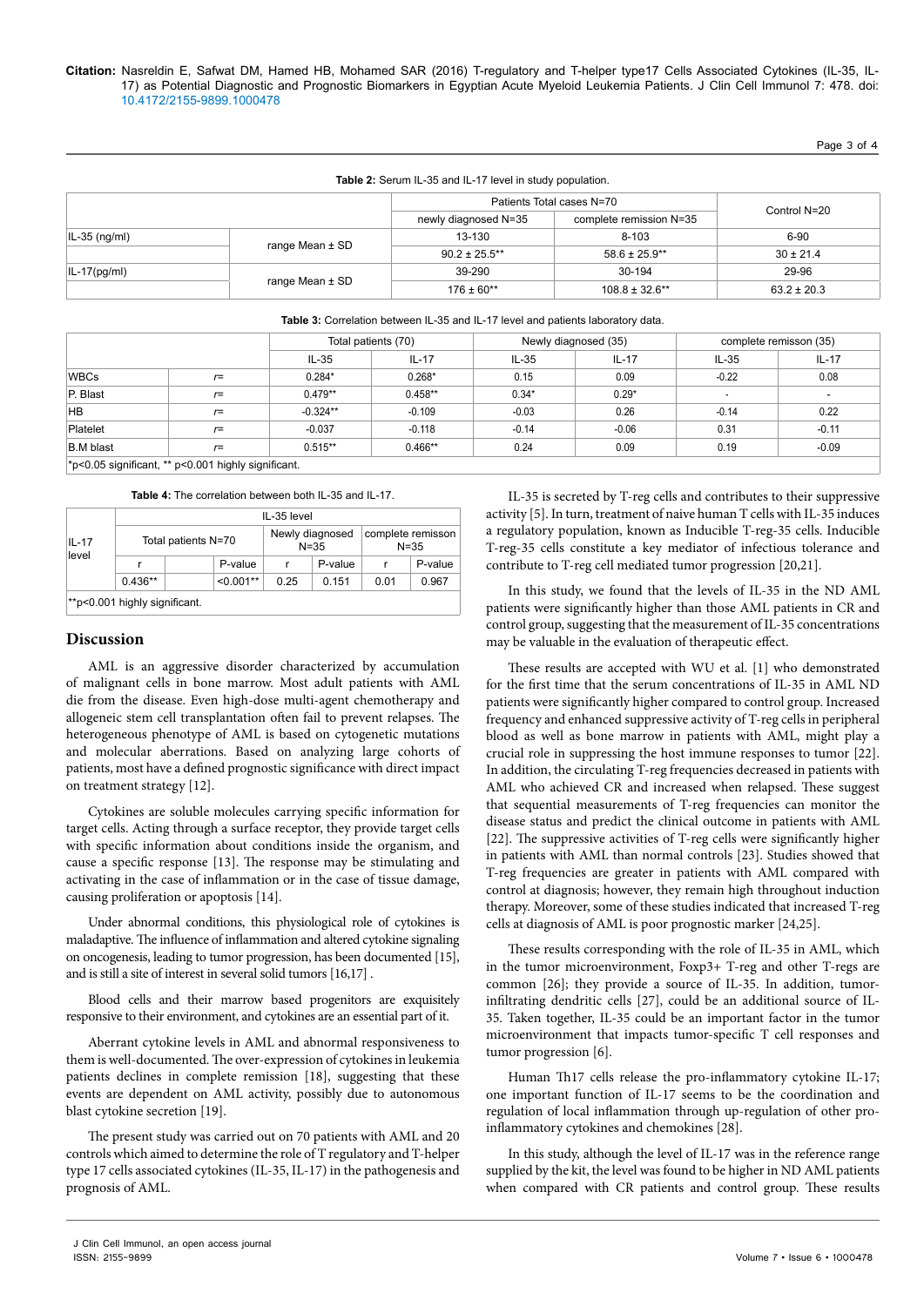**Table 2:** Serum IL-35 and IL-17 level in study population.

| | | Patients Total cases N=70 | | Control N=20 |
|---|---|---|---|---|
| | | newly diagnosed N=35 | complete remission N=35 | |
| IL-35 (ng/ml) | range Mean ± SD | 13-130 | 8-103 | 6-90 |
| | | 90.2 ± 25.5** | 58.6 ± 25.9** | 30 ± 21.4 |
| IL-17(pg/ml) | range Mean ± SD | 39-290 | 30-194 | 29-96 |
| | | 176 ± 60** | 108.8 ± 32.6** | 63.2 ± 20.3 |

**Table 3:** Correlation between IL-35 and IL-17 level and patients laboratory data.

| | | Total patients (70) | | Newly diagnosed (35) | | complete remisson (35) | |
|---|---|---|---|---|---|---|---|
| | | IL-35 | IL-17 | IL-35 | IL-17 | IL-35 | IL-17 |
| WBCs | r= | 0.284* | 0.268* | 0.15 | 0.09 | -0.22 | 0.08 |
| P. Blast | r= | 0.479** | 0.458** | 0.34* | 0.29* | - | - |
| HB | r= | -0.324** | -0.109 | -0.03 | 0.26 | -0.14 | 0.22 |
| Platelet | r= | -0.037 | -0.118 | -0.14 | -0.06 | 0.31 | -0.11 |
| B.M blast | r= | 0.515** | 0.466** | 0.24 | 0.09 | 0.19 | -0.09 |

*p<0.05 significant, ** p<0.001 highly significant.

**Table 4:** The correlation between both IL-35 and IL-17.

| | IL-35 level | | | | | | |
|---|---|---|---|---|---|---|---|
| IL-17 level | Total patients N=70 | | | Newly diagnosed N=35 | | complete remisson N=35 | |
| | r | | P-value | r | P-value | r | P-value |
| | 0.436** | | <0.001** | 0.25 | 0.151 | 0.01 | 0.967 |

**p<0.001 highly significant.

## Discussion

AML is an aggressive disorder characterized by accumulation of malignant cells in bone marrow. Most adult patients with AML die from the disease. Even high-dose multi-agent chemotherapy and allogeneic stem cell transplantation often fail to prevent relapses. The heterogeneous phenotype of AML is based on cytogenetic mutations and molecular aberrations. Based on analyzing large cohorts of patients, most have a defined prognostic significance with direct impact on treatment strategy [12].

Cytokines are soluble molecules carrying specific information for target cells. Acting through a surface receptor, they provide target cells with specific information about conditions inside the organism, and cause a specific response [13]. The response may be stimulating and activating in the case of inflammation or in the case of tissue damage, causing proliferation or apoptosis [14].

Under abnormal conditions, this physiological role of cytokines is maladaptive. The influence of inflammation and altered cytokine signaling on oncogenesis, leading to tumor progression, has been documented [15], and is still a site of interest in several solid tumors [16,17] .

Blood cells and their marrow based progenitors are exquisitely responsive to their environment, and cytokines are an essential part of it.

Aberrant cytokine levels in AML and abnormal responsiveness to them is well-documented. The over-expression of cytokines in leukemia patients declines in complete remission [18], suggesting that these events are dependent on AML activity, possibly due to autonomous blast cytokine secretion [19].

The present study was carried out on 70 patients with AML and 20 controls which aimed to determine the role of T regulatory and T-helper type 17 cells associated cytokines (IL-35, IL-17) in the pathogenesis and prognosis of AML.

IL-35 is secreted by T-reg cells and contributes to their suppressive activity [5]. In turn, treatment of naive human T cells with IL-35 induces a regulatory population, known as Inducible T-reg-35 cells. Inducible T-reg-35 cells constitute a key mediator of infectious tolerance and contribute to T-reg cell mediated tumor progression [20,21].

In this study, we found that the levels of IL-35 in the ND AML patients were significantly higher than those AML patients in CR and control group, suggesting that the measurement of IL-35 concentrations may be valuable in the evaluation of therapeutic effect.

These results are accepted with WU et al. [1] who demonstrated for the first time that the serum concentrations of IL-35 in AML ND patients were significantly higher compared to control group. Increased frequency and enhanced suppressive activity of T-reg cells in peripheral blood as well as bone marrow in patients with AML, might play a crucial role in suppressing the host immune responses to tumor [22]. In addition, the circulating T-reg frequencies decreased in patients with AML who achieved CR and increased when relapsed. These suggest that sequential measurements of T-reg frequencies can monitor the disease status and predict the clinical outcome in patients with AML [22]. The suppressive activities of T-reg cells were significantly higher in patients with AML than normal controls [23]. Studies showed that T-reg frequencies are greater in patients with AML compared with control at diagnosis; however, they remain high throughout induction therapy. Moreover, some of these studies indicated that increased T-reg cells at diagnosis of AML is poor prognostic marker [24,25].

These results corresponding with the role of IL-35 in AML, which in the tumor microenvironment, Foxp3+ T-reg and other T-regs are common [26]; they provide a source of IL-35. In addition, tumor-infiltrating dendritic cells [27], could be an additional source of IL-35. Taken together, IL-35 could be an important factor in the tumor microenvironment that impacts tumor-specific T cell responses and tumor progression [6].

Human Th17 cells release the pro-inflammatory cytokine IL-17; one important function of IL-17 seems to be the coordination and regulation of local inflammation through up-regulation of other pro-inflammatory cytokines and chemokines [28].

In this study, although the level of IL-17 was in the reference range supplied by the kit, the level was found to be higher in ND AML patients when compared with CR patients and control group. These results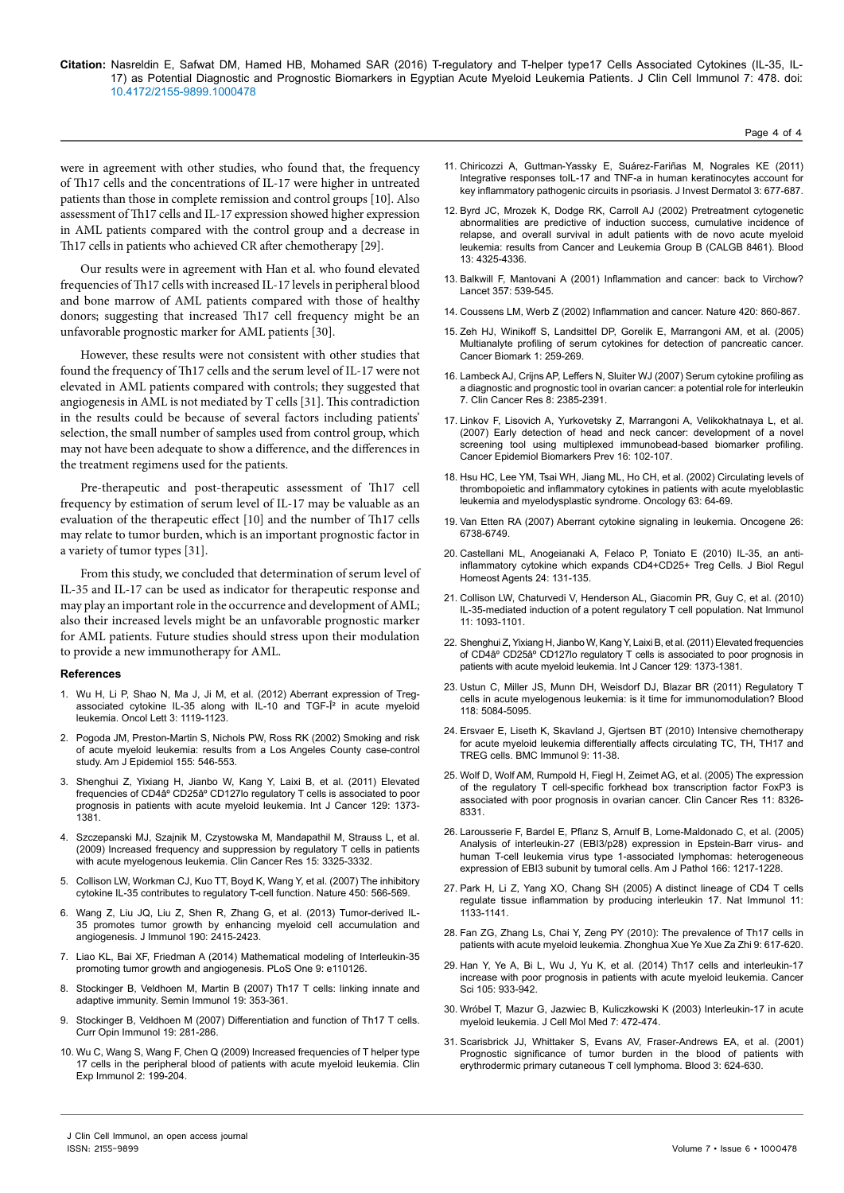were in agreement with other studies, who found that, the frequency of Th17 cells and the concentrations of IL-17 were higher in untreated patients than those in complete remission and control groups [10]. Also assessment of Th17 cells and IL-17 expression showed higher expression in AML patients compared with the control group and a decrease in Th17 cells in patients who achieved CR after chemotherapy [29].

Our results were in agreement with Han et al. who found elevated frequencies of Th17 cells with increased IL-17 levels in peripheral blood and bone marrow of AML patients compared with those of healthy donors; suggesting that increased Th17 cell frequency might be an unfavorable prognostic marker for AML patients [30].

However, these results were not consistent with other studies that found the frequency of Th17 cells and the serum level of IL-17 were not elevated in AML patients compared with controls; they suggested that angiogenesis in AML is not mediated by T cells [31]. This contradiction in the results could be because of several factors including patients' selection, the small number of samples used from control group, which may not have been adequate to show a difference, and the differences in the treatment regimens used for the patients.

Pre-therapeutic and post-therapeutic assessment of Th17 cell frequency by estimation of serum level of IL-17 may be valuable as an evaluation of the therapeutic effect [10] and the number of Th17 cells may relate to tumor burden, which is an important prognostic factor in a variety of tumor types [31].

From this study, we concluded that determination of serum level of IL-35 and IL-17 can be used as indicator for therapeutic response and may play an important role in the occurrence and development of AML; also their increased levels might be an unfavorable prognostic marker for AML patients. Future studies should stress upon their modulation to provide a new immunotherapy for AML.

## References

1. Wu H, Li P, Shao N, Ma J, Ji M, et al. (2012) Aberrant expression of Treg-associated cytokine IL-35 along with IL-10 and TGF-Î² in acute myeloid leukemia. Oncol Lett 3: 1119-1123.
2. Pogoda JM, Preston-Martin S, Nichols PW, Ross RK (2002) Smoking and risk of acute myeloid leukemia: results from a Los Angeles County case-control study. Am J Epidemiol 155: 546-553.
3. Shenghui Z, Yixiang H, Jianbo W, Kang Y, Laixi B, et al. (2011) Elevated frequencies of CD4âº CD25âº CD127lo regulatory T cells is associated to poor prognosis in patients with acute myeloid leukemia. Int J Cancer 129: 1373-1381.
4. Szczepanski MJ, Szajnik M, Czystowska M, Mandapathil M, Strauss L, et al. (2009) Increased frequency and suppression by regulatory T cells in patients with acute myelogenous leukemia. Clin Cancer Res 15: 3325-3332.
5. Collison LW, Workman CJ, Kuo TT, Boyd K, Wang Y, et al. (2007) The inhibitory cytokine IL-35 contributes to regulatory T-cell function. Nature 450: 566-569.
6. Wang Z, Liu JQ, Liu Z, Shen R, Zhang G, et al. (2013) Tumor-derived IL-35 promotes tumor growth by enhancing myeloid cell accumulation and angiogenesis. J Immunol 190: 2415-2423.
7. Liao KL, Bai XF, Friedman A (2014) Mathematical modeling of Interleukin-35 promoting tumor growth and angiogenesis. PLoS One 9: e110126.
8. Stockinger B, Veldhoen M, Martin B (2007) Th17 T cells: linking innate and adaptive immunity. Semin Immunol 19: 353-361.
9. Stockinger B, Veldhoen M (2007) Differentiation and function of Th17 T cells. Curr Opin Immunol 19: 281-286.
10. Wu C, Wang S, Wang F, Chen Q (2009) Increased frequencies of T helper type 17 cells in the peripheral blood of patients with acute myeloid leukemia. Clin Exp Immunol 2: 199-204.
11. Chiricozzi A, Guttman-Yassky E, Suárez-Fariñas M, Nograles KE (2011) Integrative responses toIL-17 and TNF-a in human keratinocytes account for key inflammatory pathogenic circuits in psoriasis. J Invest Dermatol 3: 677-687.
12. Byrd JC, Mrozek K, Dodge RK, Carroll AJ (2002) Pretreatment cytogenetic abnormalities are predictive of induction success, cumulative incidence of relapse, and overall survival in adult patients with de novo acute myeloid leukemia: results from Cancer and Leukemia Group B (CALGB 8461). Blood 13: 4325-4336.
13. Balkwill F, Mantovani A (2001) Inflammation and cancer: back to Virchow? Lancet 357: 539-545.
14. Coussens LM, Werb Z (2002) Inflammation and cancer. Nature 420: 860-867.
15. Zeh HJ, Winikoff S, Landsittel DP, Gorelik E, Marrangoni AM, et al. (2005) Multianalyte profiling of serum cytokines for detection of pancreatic cancer. Cancer Biomark 1: 259-269.
16. Lambeck AJ, Crijns AP, Leffers N, Sluiter WJ (2007) Serum cytokine profiling as a diagnostic and prognostic tool in ovarian cancer: a potential role for interleukin 7. Clin Cancer Res 8: 2385-2391.
17. Linkov F, Lisovich A, Yurkovetsky Z, Marrangoni A, Velikokhatnaya L, et al. (2007) Early detection of head and neck cancer: development of a novel screening tool using multiplexed immunobead-based biomarker profiling. Cancer Epidemiol Biomarkers Prev 16: 102-107.
18. Hsu HC, Lee YM, Tsai WH, Jiang ML, Ho CH, et al. (2002) Circulating levels of thrombopoietic and inflammatory cytokines in patients with acute myeloblastic leukemia and myelodysplastic syndrome. Oncology 63: 64-69.
19. Van Etten RA (2007) Aberrant cytokine signaling in leukemia. Oncogene 26: 6738-6749.
20. Castellani ML, Anogeianaki A, Felaco P, Toniato E (2010) IL-35, an anti-inflammatory cytokine which expands CD4+CD25+ Treg Cells. J Biol Regul Homeost Agents 24: 131-135.
21. Collison LW, Chaturvedi V, Henderson AL, Giacomin PR, Guy C, et al. (2010) IL-35-mediated induction of a potent regulatory T cell population. Nat Immunol 11: 1093-1101.
22. Shenghui Z, Yixiang H, Jianbo W, Kang Y, Laixi B, et al. (2011) Elevated frequencies of CD4âº CD25âº CD127lo regulatory T cells is associated to poor prognosis in patients with acute myeloid leukemia. Int J Cancer 129: 1373-1381.
23. Ustun C, Miller JS, Munn DH, Weisdorf DJ, Blazar BR (2011) Regulatory T cells in acute myelogenous leukemia: is it time for immunomodulation? Blood 118: 5084-5095.
24. Ersvaer E, Liseth K, Skavland J, Gjertsen BT (2010) Intensive chemotherapy for acute myeloid leukemia differentially affects circulating TC, TH, TH17 and TREG cells. BMC Immunol 9: 11-38.
25. Wolf D, Wolf AM, Rumpold H, Fiegl H, Zeimet AG, et al. (2005) The expression of the regulatory T cell-specific forkhead box transcription factor FoxP3 is associated with poor prognosis in ovarian cancer. Clin Cancer Res 11: 8326-8331.
26. Larousserie F, Bardel E, Pflanz S, Arnulf B, Lome-Maldonado C, et al. (2005) Analysis of interleukin-27 (EBI3/p28) expression in Epstein-Barr virus- and human T-cell leukemia virus type 1-associated lymphomas: heterogeneous expression of EBI3 subunit by tumoral cells. Am J Pathol 166: 1217-1228.
27. Park H, Li Z, Yang XO, Chang SH (2005) A distinct lineage of CD4 T cells regulate tissue inflammation by producing interleukin 17. Nat Immunol 11: 1133-1141.
28. Fan ZG, Zhang Ls, Chai Y, Zeng PY (2010): The prevalence of Th17 cells in patients with acute myeloid leukemia. Zhonghua Xue Ye Xue Za Zhi 9: 617-620.
29. Han Y, Ye A, Bi L, Wu J, Yu K, et al. (2014) Th17 cells and interleukin-17 increase with poor prognosis in patients with acute myeloid leukemia. Cancer Sci 105: 933-942.
30. Wróbel T, Mazur G, Jazwiec B, Kuliczkowski K (2003) Interleukin-17 in acute myeloid leukemia. J Cell Mol Med 7: 472-474.
31. Scarisbrick JJ, Whittaker S, Evans AV, Fraser-Andrews EA, et al. (2001) Prognostic significance of tumor burden in the blood of patients with erythrodermic primary cutaneous T cell lymphoma. Blood 3: 624-630.